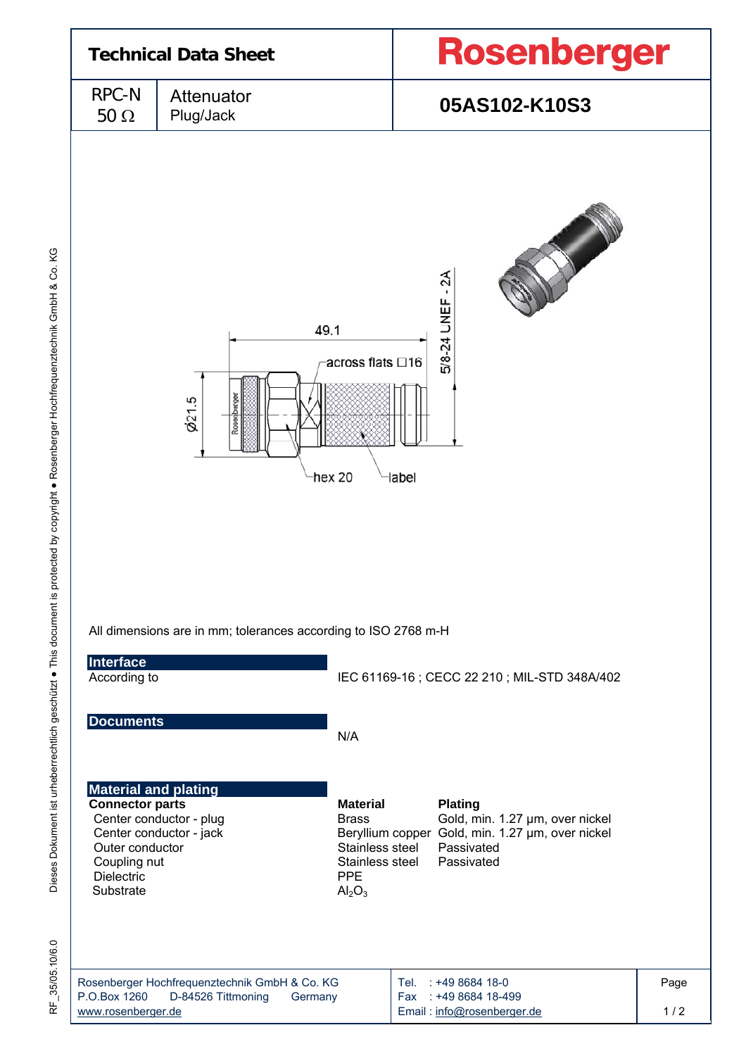# Technical Data Sheet

**Rosenberger**

| RPC-N 50 Ω | Attenuator Plug/Jack | **05AS102-K10S3** |
| --- | --- | --- |

All dimensions are in mm; tolerances according to ISO 2768 m-H

## Interface

| According to | IEC 61169-16 ; CECC 22 210 ; MIL-STD 348A/402 |
| --- | --- |

## Documents

N/A

## Material and plating

| **Connector parts** | **Material** | **Plating** |
| --- | --- | --- |
| Center conductor - plug | Brass | Gold, min. 1.27 µm, over nickel |
| Center conductor - jack | Beryllium copper | Gold, min. 1.27 µm, over nickel |
| Outer conductor | Stainless steel | Passivated |
| Coupling nut | Stainless steel | Passivated |
| Dielectric | PPE | |
| Substrate | $Al_2O_3$ | |

Rosenberger Hochfrequenztechnik GmbH & Co. KG
P.O.Box 1260 D-84526 Tittmoning Germany
www.rosenberger.de

Tel. : +49 8684 18-0
Fax : +49 8684 18-499
Email : info@rosenberger.de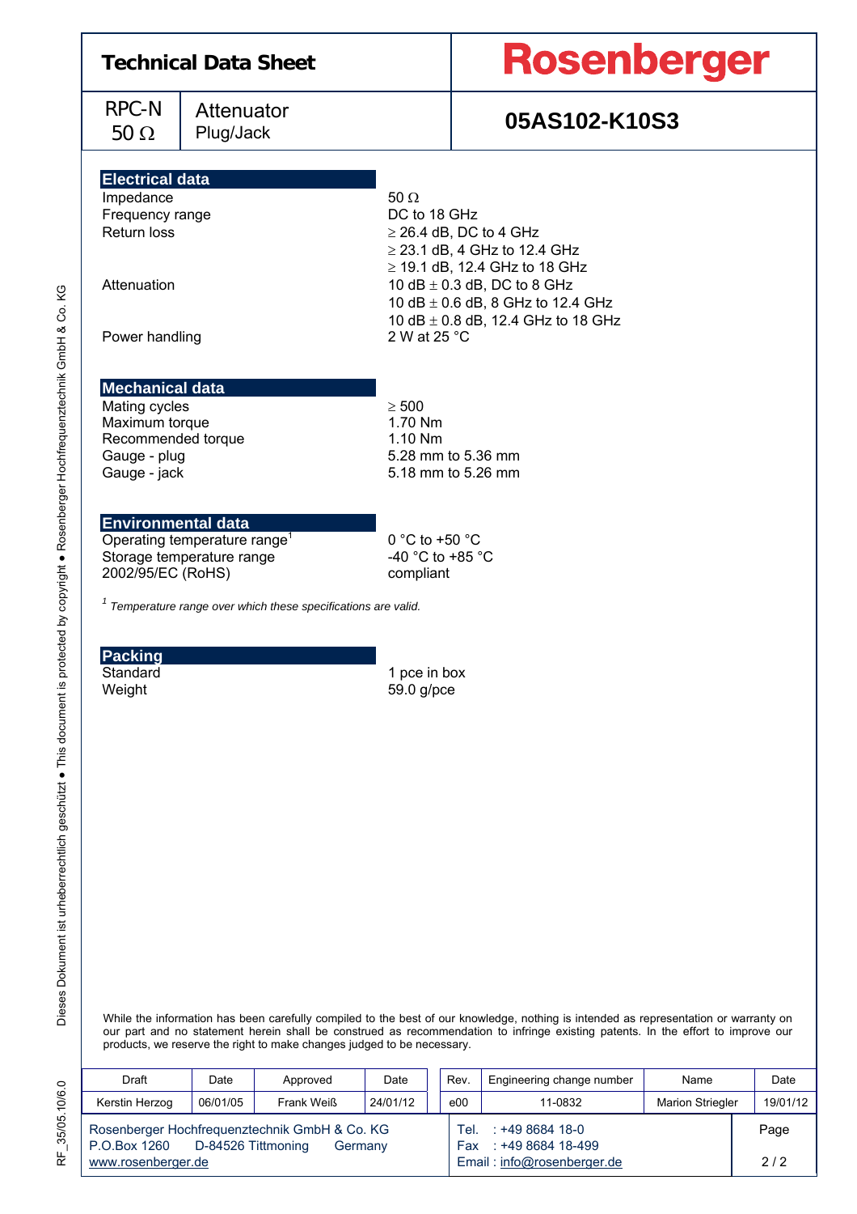# Technical Data Sheet

**Rosenberger**

| | | |
|---|---|---|
| RPC-N 50 Ω | Attenuator Plug/Jack | **05AS102-K10S3** |

## Electrical data

| | |
|---|---|
| Impedance | 50 Ω |
| Frequency range | DC to 18 GHz |
| Return loss | ≥ 26.4 dB, DC to 4 GHz |
| | ≥ 23.1 dB, 4 GHz to 12.4 GHz |
| | ≥ 19.1 dB, 12.4 GHz to 18 GHz |
| Attenuation | 10 dB ± 0.3 dB, DC to 8 GHz |
| | 10 dB ± 0.6 dB, 8 GHz to 12.4 GHz |
| | 10 dB ± 0.8 dB, 12.4 GHz to 18 GHz |
| Power handling | 2 W at 25 °C |

## Mechanical data

| | |
|---|---|
| Mating cycles | ≥ 500 |
| Maximum torque | 1.70 Nm |
| Recommended torque | 1.10 Nm |
| Gauge - plug | 5.28 mm to 5.36 mm |
| Gauge - jack | 5.18 mm to 5.26 mm |

## Environmental data

| | |
|---|---|
| Operating temperature range[1] | 0 °C to +50 °C |
| Storage temperature range | -40 °C to +85 °C |
| 2002/95/EC (RoHS) | compliant |

*[1] Temperature range over which these specifications are valid.*

## Packing

| | |
|---|---|
| Standard | 1 pce in box |
| Weight | 59.0 g/pce |

While the information has been carefully compiled to the best of our knowledge, nothing is intended as representation or warranty on our part and no statement herein shall be construed as recommendation to infringe existing patents. In the effort to improve our products, we reserve the right to make changes judged to be necessary.

| Draft | Date | Approved | Date | Rev. | Engineering change number | Name | Date |
|---|---|---|---|---|---|---|---|
| Kerstin Herzog | 06/01/05 | Frank Weiß | 24/01/12 | e00 | 11-0832 | Marion Striegler | 19/01/12 |

Rosenberger Hochfrequenztechnik GmbH & Co. KG
P.O.Box 1260 D-84526 Tittmoning Germany
www.rosenberger.de

Tel. : +49 8684 18-0
Fax : +49 8684 18-499
Email : info@rosenberger.de

RF_35/05.10/6.0

Dieses Dokument ist urheberrechtlich geschützt ● This document is protected by copyright ● Rosenberger Hochfrequenztechnik GmbH & Co. KG